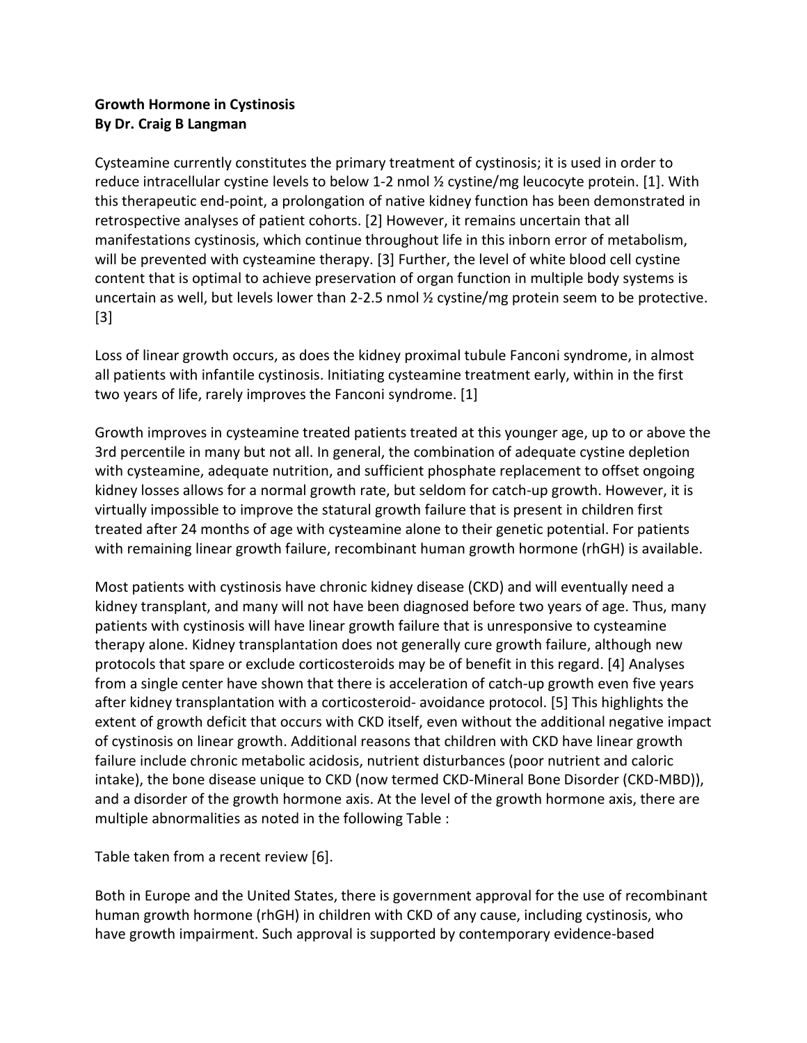**Growth Hormone in Cystinosis**
**By Dr. Craig B Langman**

Cysteamine currently constitutes the primary treatment of cystinosis; it is used in order to reduce intracellular cystine levels to below 1-2 nmol ½ cystine/mg leucocyte protein. [1]. With this therapeutic end-point, a prolongation of native kidney function has been demonstrated in retrospective analyses of patient cohorts. [2] However, it remains uncertain that all manifestations cystinosis, which continue throughout life in this inborn error of metabolism, will be prevented with cysteamine therapy. [3] Further, the level of white blood cell cystine content that is optimal to achieve preservation of organ function in multiple body systems is uncertain as well, but levels lower than 2-2.5 nmol ½ cystine/mg protein seem to be protective. [3]

Loss of linear growth occurs, as does the kidney proximal tubule Fanconi syndrome, in almost all patients with infantile cystinosis. Initiating cysteamine treatment early, within in the first two years of life, rarely improves the Fanconi syndrome. [1]

Growth improves in cysteamine treated patients treated at this younger age, up to or above the 3rd percentile in many but not all. In general, the combination of adequate cystine depletion with cysteamine, adequate nutrition, and sufficient phosphate replacement to offset ongoing kidney losses allows for a normal growth rate, but seldom for catch-up growth. However, it is virtually impossible to improve the statural growth failure that is present in children first treated after 24 months of age with cysteamine alone to their genetic potential. For patients with remaining linear growth failure, recombinant human growth hormone (rhGH) is available.

Most patients with cystinosis have chronic kidney disease (CKD) and will eventually need a kidney transplant, and many will not have been diagnosed before two years of age. Thus, many patients with cystinosis will have linear growth failure that is unresponsive to cysteamine therapy alone. Kidney transplantation does not generally cure growth failure, although new protocols that spare or exclude corticosteroids may be of benefit in this regard. [4] Analyses from a single center have shown that there is acceleration of catch-up growth even five years after kidney transplantation with a corticosteroid- avoidance protocol. [5] This highlights the extent of growth deficit that occurs with CKD itself, even without the additional negative impact of cystinosis on linear growth. Additional reasons that children with CKD have linear growth failure include chronic metabolic acidosis, nutrient disturbances (poor nutrient and caloric intake), the bone disease unique to CKD (now termed CKD-Mineral Bone Disorder (CKD-MBD)), and a disorder of the growth hormone axis. At the level of the growth hormone axis, there are multiple abnormalities as noted in the following Table :

Table taken from a recent review [6].

Both in Europe and the United States, there is government approval for the use of recombinant human growth hormone (rhGH) in children with CKD of any cause, including cystinosis, who have growth impairment. Such approval is supported by contemporary evidence-based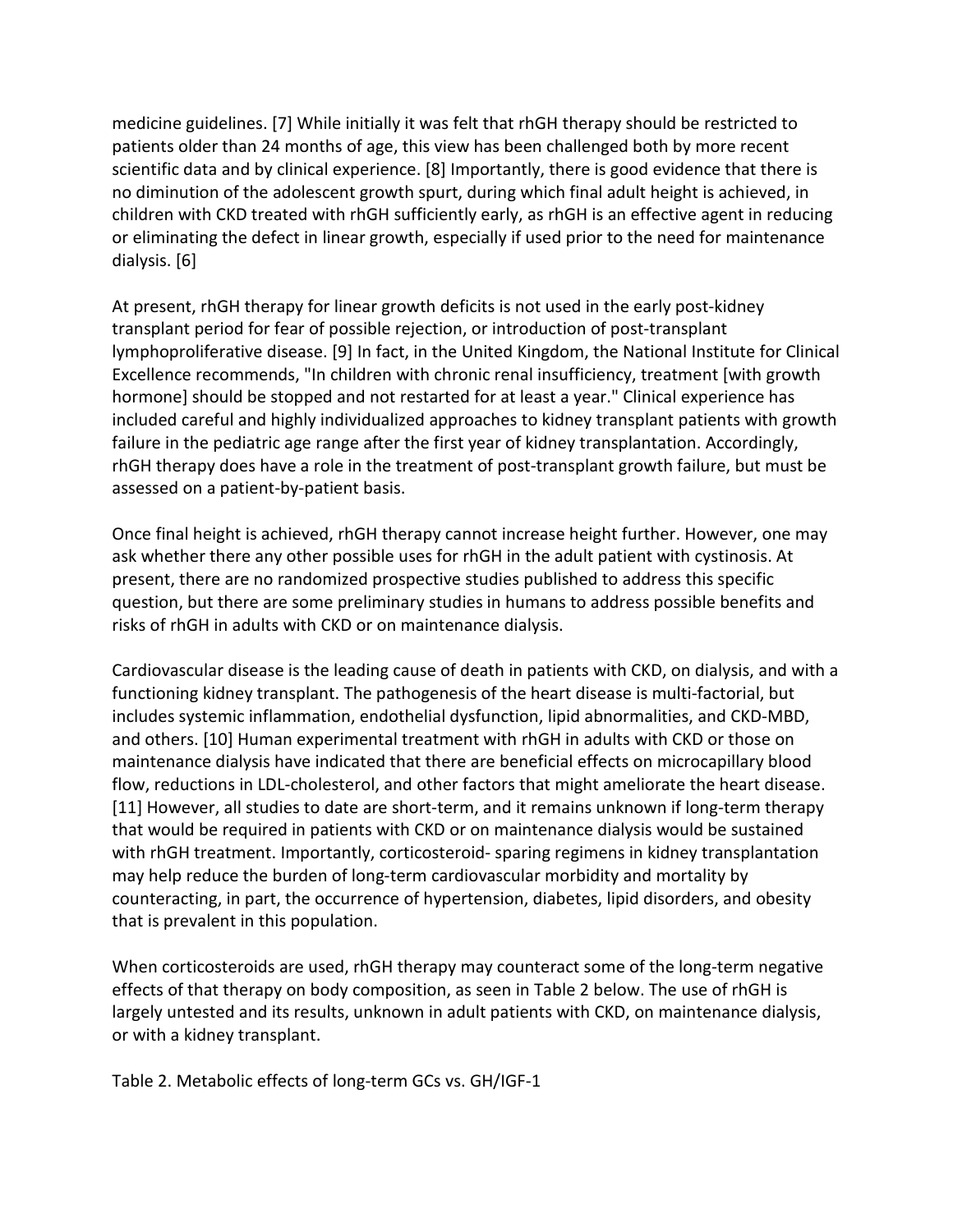medicine guidelines. [7] While initially it was felt that rhGH therapy should be restricted to patients older than 24 months of age, this view has been challenged both by more recent scientific data and by clinical experience. [8] Importantly, there is good evidence that there is no diminution of the adolescent growth spurt, during which final adult height is achieved, in children with CKD treated with rhGH sufficiently early, as rhGH is an effective agent in reducing or eliminating the defect in linear growth, especially if used prior to the need for maintenance dialysis. [6]

At present, rhGH therapy for linear growth deficits is not used in the early post-kidney transplant period for fear of possible rejection, or introduction of post-transplant lymphoproliferative disease. [9] In fact, in the United Kingdom, the National Institute for Clinical Excellence recommends, "In children with chronic renal insufficiency, treatment [with growth hormone] should be stopped and not restarted for at least a year." Clinical experience has included careful and highly individualized approaches to kidney transplant patients with growth failure in the pediatric age range after the first year of kidney transplantation. Accordingly, rhGH therapy does have a role in the treatment of post-transplant growth failure, but must be assessed on a patient-by-patient basis.

Once final height is achieved, rhGH therapy cannot increase height further. However, one may ask whether there any other possible uses for rhGH in the adult patient with cystinosis. At present, there are no randomized prospective studies published to address this specific question, but there are some preliminary studies in humans to address possible benefits and risks of rhGH in adults with CKD or on maintenance dialysis.

Cardiovascular disease is the leading cause of death in patients with CKD, on dialysis, and with a functioning kidney transplant. The pathogenesis of the heart disease is multi-factorial, but includes systemic inflammation, endothelial dysfunction, lipid abnormalities, and CKD-MBD, and others. [10] Human experimental treatment with rhGH in adults with CKD or those on maintenance dialysis have indicated that there are beneficial effects on microcapillary blood flow, reductions in LDL-cholesterol, and other factors that might ameliorate the heart disease. [11] However, all studies to date are short-term, and it remains unknown if long-term therapy that would be required in patients with CKD or on maintenance dialysis would be sustained with rhGH treatment. Importantly, corticosteroid- sparing regimens in kidney transplantation may help reduce the burden of long-term cardiovascular morbidity and mortality by counteracting, in part, the occurrence of hypertension, diabetes, lipid disorders, and obesity that is prevalent in this population.

When corticosteroids are used, rhGH therapy may counteract some of the long-term negative effects of that therapy on body composition, as seen in Table 2 below. The use of rhGH is largely untested and its results, unknown in adult patients with CKD, on maintenance dialysis, or with a kidney transplant.

Table 2. Metabolic effects of long-term GCs vs. GH/IGF-1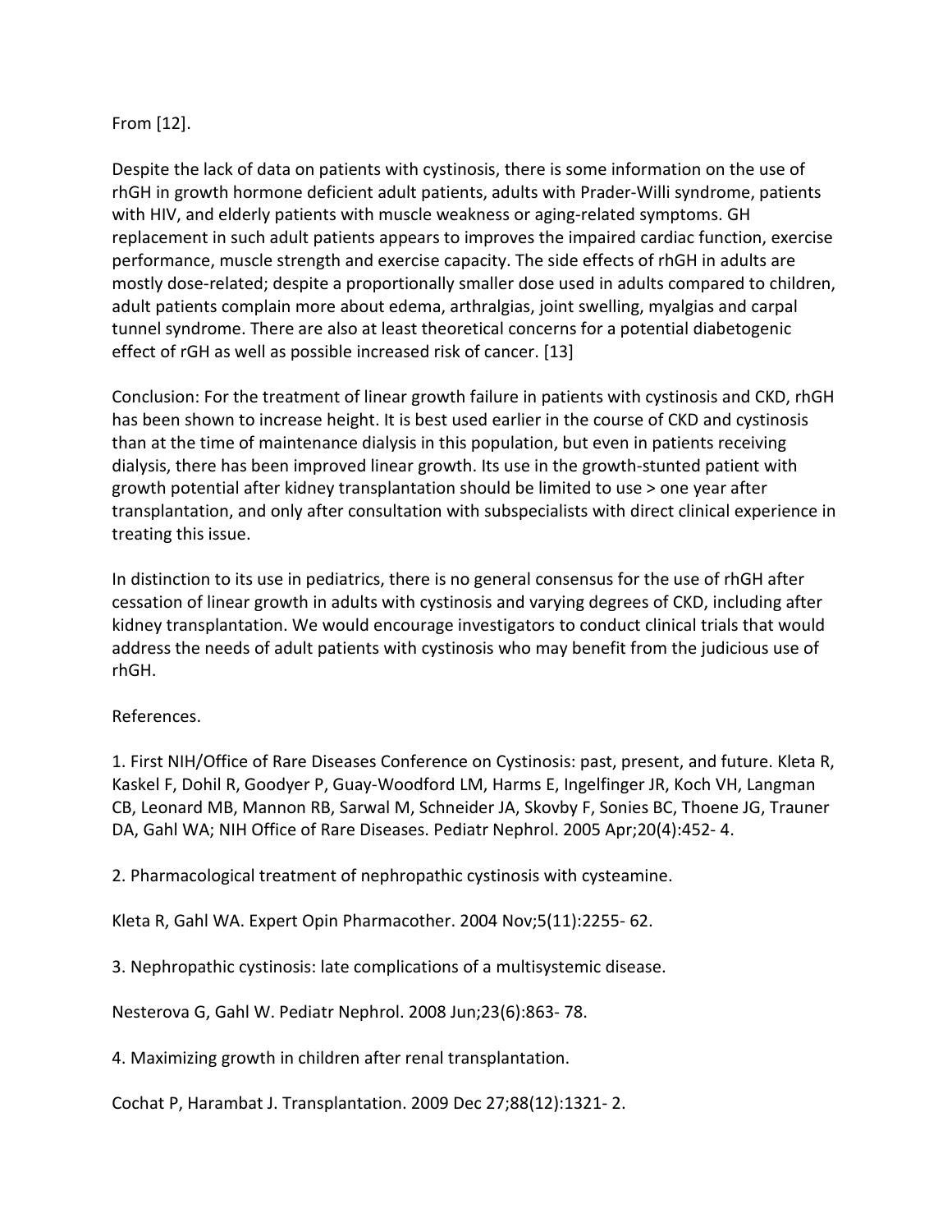From [12].

Despite the lack of data on patients with cystinosis, there is some information on the use of rhGH in growth hormone deficient adult patients, adults with Prader-Willi syndrome, patients with HIV, and elderly patients with muscle weakness or aging-related symptoms. GH replacement in such adult patients appears to improves the impaired cardiac function, exercise performance, muscle strength and exercise capacity. The side effects of rhGH in adults are mostly dose-related; despite a proportionally smaller dose used in adults compared to children, adult patients complain more about edema, arthralgias, joint swelling, myalgias and carpal tunnel syndrome. There are also at least theoretical concerns for a potential diabetogenic effect of rGH as well as possible increased risk of cancer. [13]

Conclusion: For the treatment of linear growth failure in patients with cystinosis and CKD, rhGH has been shown to increase height. It is best used earlier in the course of CKD and cystinosis than at the time of maintenance dialysis in this population, but even in patients receiving dialysis, there has been improved linear growth. Its use in the growth-stunted patient with growth potential after kidney transplantation should be limited to use > one year after transplantation, and only after consultation with subspecialists with direct clinical experience in treating this issue.

In distinction to its use in pediatrics, there is no general consensus for the use of rhGH after cessation of linear growth in adults with cystinosis and varying degrees of CKD, including after kidney transplantation. We would encourage investigators to conduct clinical trials that would address the needs of adult patients with cystinosis who may benefit from the judicious use of rhGH.

References.

1. First NIH/Office of Rare Diseases Conference on Cystinosis: past, present, and future. Kleta R, Kaskel F, Dohil R, Goodyer P, Guay-Woodford LM, Harms E, Ingelfinger JR, Koch VH, Langman CB, Leonard MB, Mannon RB, Sarwal M, Schneider JA, Skovby F, Sonies BC, Thoene JG, Trauner DA, Gahl WA; NIH Office of Rare Diseases. Pediatr Nephrol. 2005 Apr;20(4):452- 4.

2. Pharmacological treatment of nephropathic cystinosis with cysteamine.

Kleta R, Gahl WA. Expert Opin Pharmacother. 2004 Nov;5(11):2255- 62.

3. Nephropathic cystinosis: late complications of a multisystemic disease.

Nesterova G, Gahl W. Pediatr Nephrol. 2008 Jun;23(6):863- 78.

4. Maximizing growth in children after renal transplantation.

Cochat P, Harambat J. Transplantation. 2009 Dec 27;88(12):1321- 2.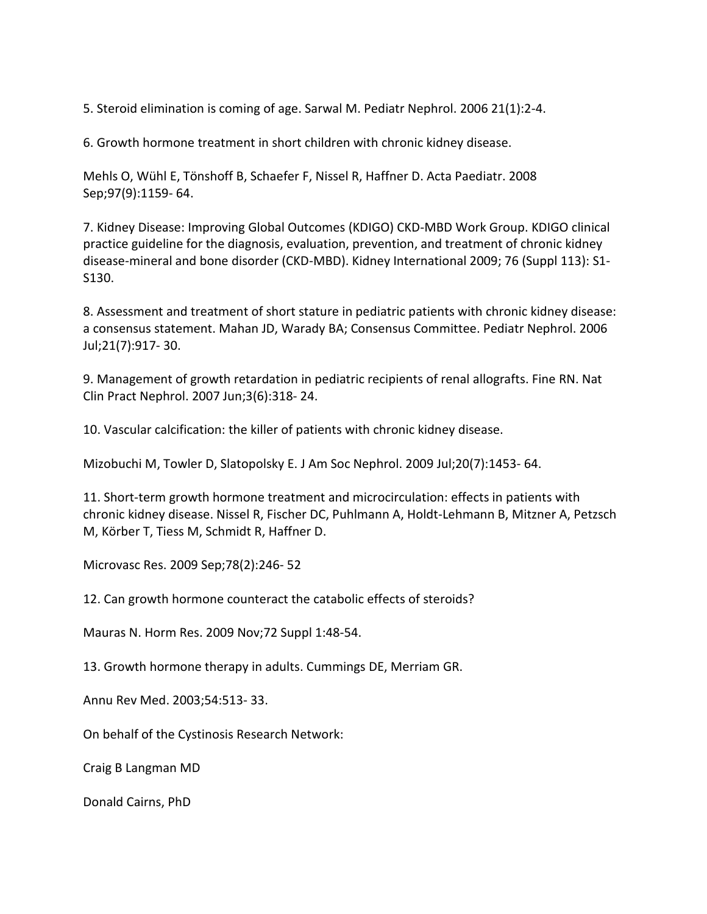5. Steroid elimination is coming of age. Sarwal M. Pediatr Nephrol. 2006 21(1):2-4.

6. Growth hormone treatment in short children with chronic kidney disease.

Mehls O, Wühl E, Tönshoff B, Schaefer F, Nissel R, Haffner D. Acta Paediatr. 2008 Sep;97(9):1159- 64.

7. Kidney Disease: Improving Global Outcomes (KDIGO) CKD-MBD Work Group. KDIGO clinical practice guideline for the diagnosis, evaluation, prevention, and treatment of chronic kidney disease-mineral and bone disorder (CKD-MBD). Kidney International 2009; 76 (Suppl 113): S1-S130.

8. Assessment and treatment of short stature in pediatric patients with chronic kidney disease: a consensus statement. Mahan JD, Warady BA; Consensus Committee. Pediatr Nephrol. 2006 Jul;21(7):917- 30.

9. Management of growth retardation in pediatric recipients of renal allografts. Fine RN. Nat Clin Pract Nephrol. 2007 Jun;3(6):318- 24.

10. Vascular calcification: the killer of patients with chronic kidney disease.

Mizobuchi M, Towler D, Slatopolsky E. J Am Soc Nephrol. 2009 Jul;20(7):1453- 64.

11. Short-term growth hormone treatment and microcirculation: effects in patients with chronic kidney disease. Nissel R, Fischer DC, Puhlmann A, Holdt-Lehmann B, Mitzner A, Petzsch M, Körber T, Tiess M, Schmidt R, Haffner D.

Microvasc Res. 2009 Sep;78(2):246- 52

12. Can growth hormone counteract the catabolic effects of steroids?

Mauras N. Horm Res. 2009 Nov;72 Suppl 1:48-54.

13. Growth hormone therapy in adults. Cummings DE, Merriam GR.

Annu Rev Med. 2003;54:513- 33.

On behalf of the Cystinosis Research Network:

Craig B Langman MD

Donald Cairns, PhD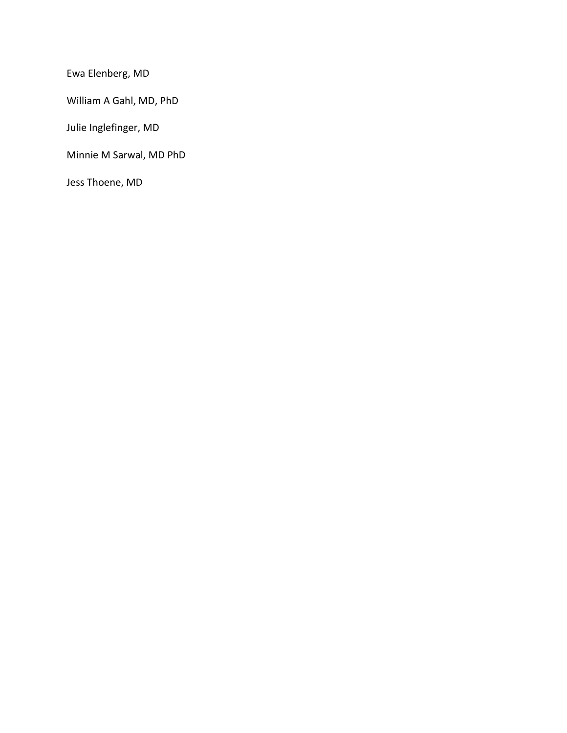Ewa Elenberg, MD

William A Gahl, MD, PhD

Julie Inglefinger, MD

Minnie M Sarwal, MD PhD

Jess Thoene, MD